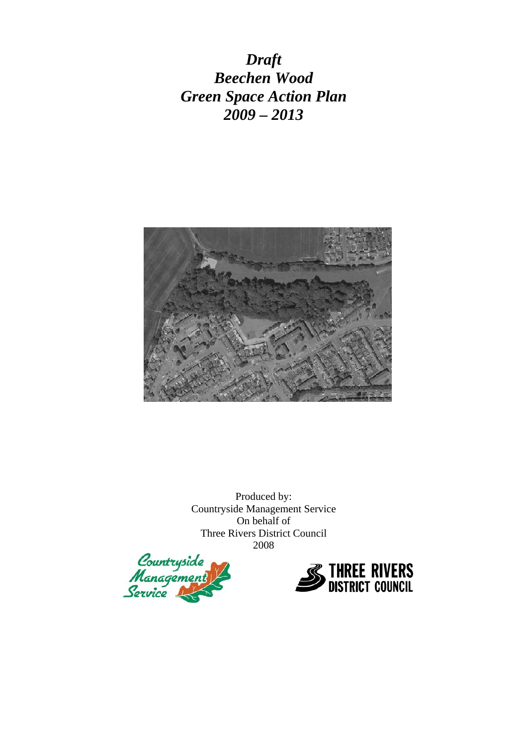# *Draft*
# *Beechen Wood*
# *Green Space Action Plan*
# *2009 – 2013*

Produced by:
Countryside Management Service
On behalf of
Three Rivers District Council
2008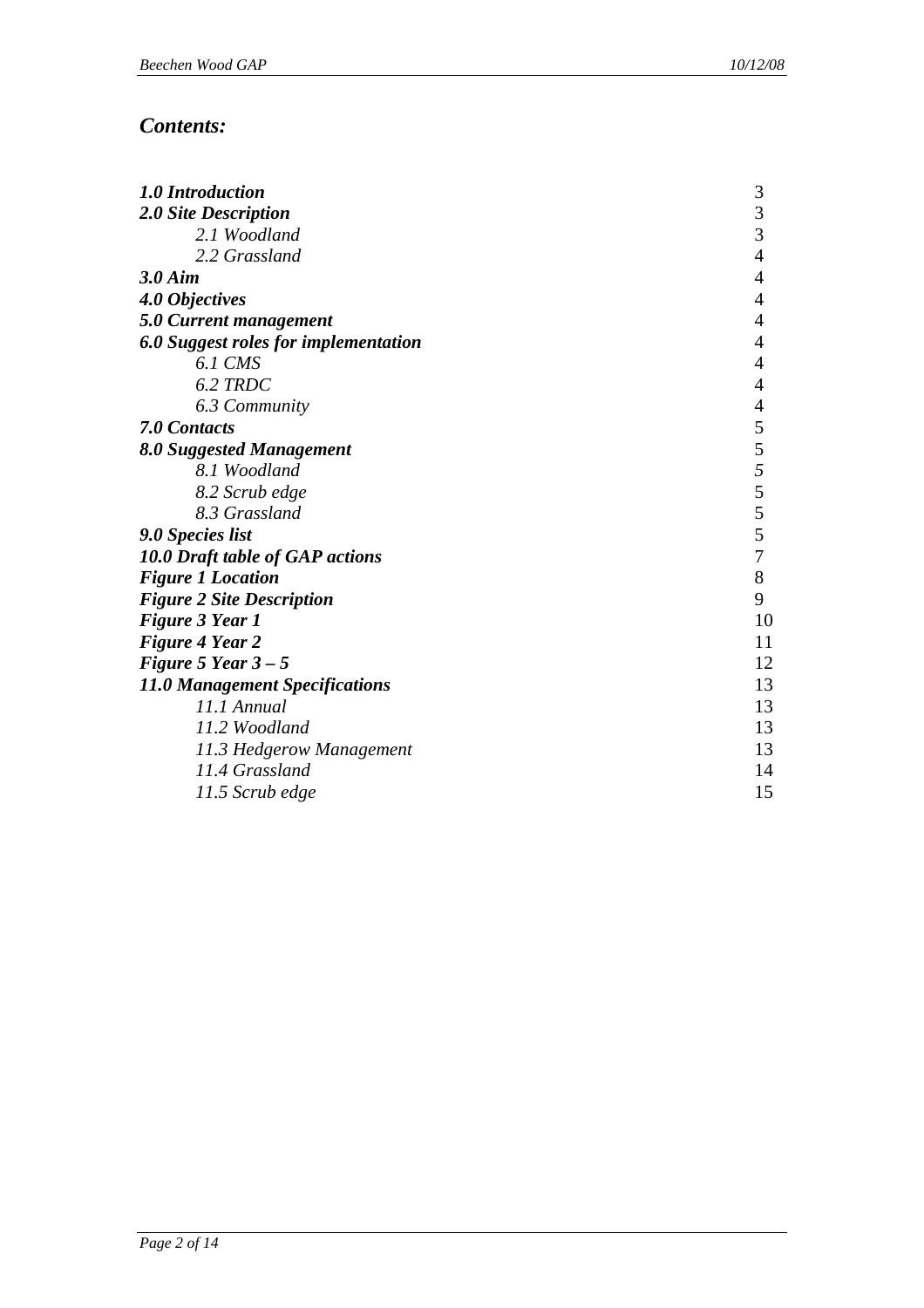## *Contents:*

| | |
|---|---|
| ***1.0 Introduction*** | 3 |
| ***2.0 Site Description*** | 3 |
| *2.1 Woodland* | 3 |
| *2.2 Grassland* | 4 |
| ***3.0 Aim*** | 4 |
| ***4.0 Objectives*** | 4 |
| ***5.0 Current management*** | 4 |
| ***6.0 Suggest roles for implementation*** | 4 |
| *6.1 CMS* | 4 |
| *6.2 TRDC* | 4 |
| *6.3 Community* | 4 |
| ***7.0 Contacts*** | 5 |
| ***8.0 Suggested Management*** | 5 |
| *8.1 Woodland* | 5 |
| *8.2 Scrub edge* | 5 |
| *8.3 Grassland* | 5 |
| ***9.0 Species list*** | 5 |
| ***10.0 Draft table of GAP actions*** | 7 |
| ***Figure 1 Location*** | 8 |
| ***Figure 2 Site Description*** | 9 |
| ***Figure 3 Year 1*** | 10 |
| ***Figure 4 Year 2*** | 11 |
| ***Figure 5 Year 3 – 5*** | 12 |
| ***11.0 Management Specifications*** | 13 |
| *11.1 Annual* | 13 |
| *11.2 Woodland* | 13 |
| *11.3 Hedgerow Management* | 13 |
| *11.4 Grassland* | 14 |
| *11.5 Scrub edge* | 15 |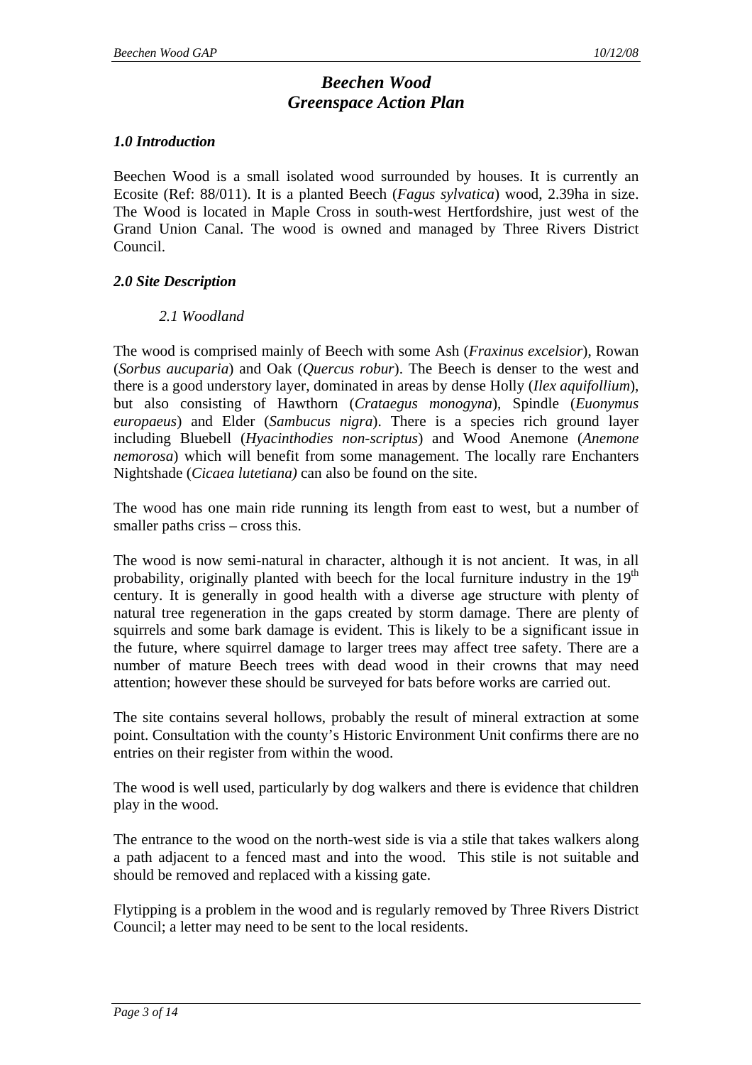# *Beechen Wood*
# *Greenspace Action Plan*

## *1.0 Introduction*

Beechen Wood is a small isolated wood surrounded by houses. It is currently an Ecosite (Ref: 88/011). It is a planted Beech (*Fagus sylvatica*) wood, 2.39ha in size. The Wood is located in Maple Cross in south-west Hertfordshire, just west of the Grand Union Canal. The wood is owned and managed by Three Rivers District Council.

## *2.0 Site Description*

### *2.1 Woodland*

The wood is comprised mainly of Beech with some Ash (*Fraxinus excelsior*), Rowan (*Sorbus aucuparia*) and Oak (*Quercus robur*). The Beech is denser to the west and there is a good understory layer, dominated in areas by dense Holly (*Ilex aquifollium*), but also consisting of Hawthorn (*Crataegus monogyna*), Spindle (*Euonymus europaeus*) and Elder (*Sambucus nigra*). There is a species rich ground layer including Bluebell (*Hyacinthodies non-scriptus*) and Wood Anemone (*Anemone nemorosa*) which will benefit from some management. The locally rare Enchanters Nightshade (*Cicaea lutetiana)* can also be found on the site.

The wood has one main ride running its length from east to west, but a number of smaller paths criss – cross this.

The wood is now semi-natural in character, although it is not ancient. It was, in all probability, originally planted with beech for the local furniture industry in the 19th century. It is generally in good health with a diverse age structure with plenty of natural tree regeneration in the gaps created by storm damage. There are plenty of squirrels and some bark damage is evident. This is likely to be a significant issue in the future, where squirrel damage to larger trees may affect tree safety. There are a number of mature Beech trees with dead wood in their crowns that may need attention; however these should be surveyed for bats before works are carried out.

The site contains several hollows, probably the result of mineral extraction at some point. Consultation with the county's Historic Environment Unit confirms there are no entries on their register from within the wood.

The wood is well used, particularly by dog walkers and there is evidence that children play in the wood.

The entrance to the wood on the north-west side is via a stile that takes walkers along a path adjacent to a fenced mast and into the wood. This stile is not suitable and should be removed and replaced with a kissing gate.

Flytipping is a problem in the wood and is regularly removed by Three Rivers District Council; a letter may need to be sent to the local residents.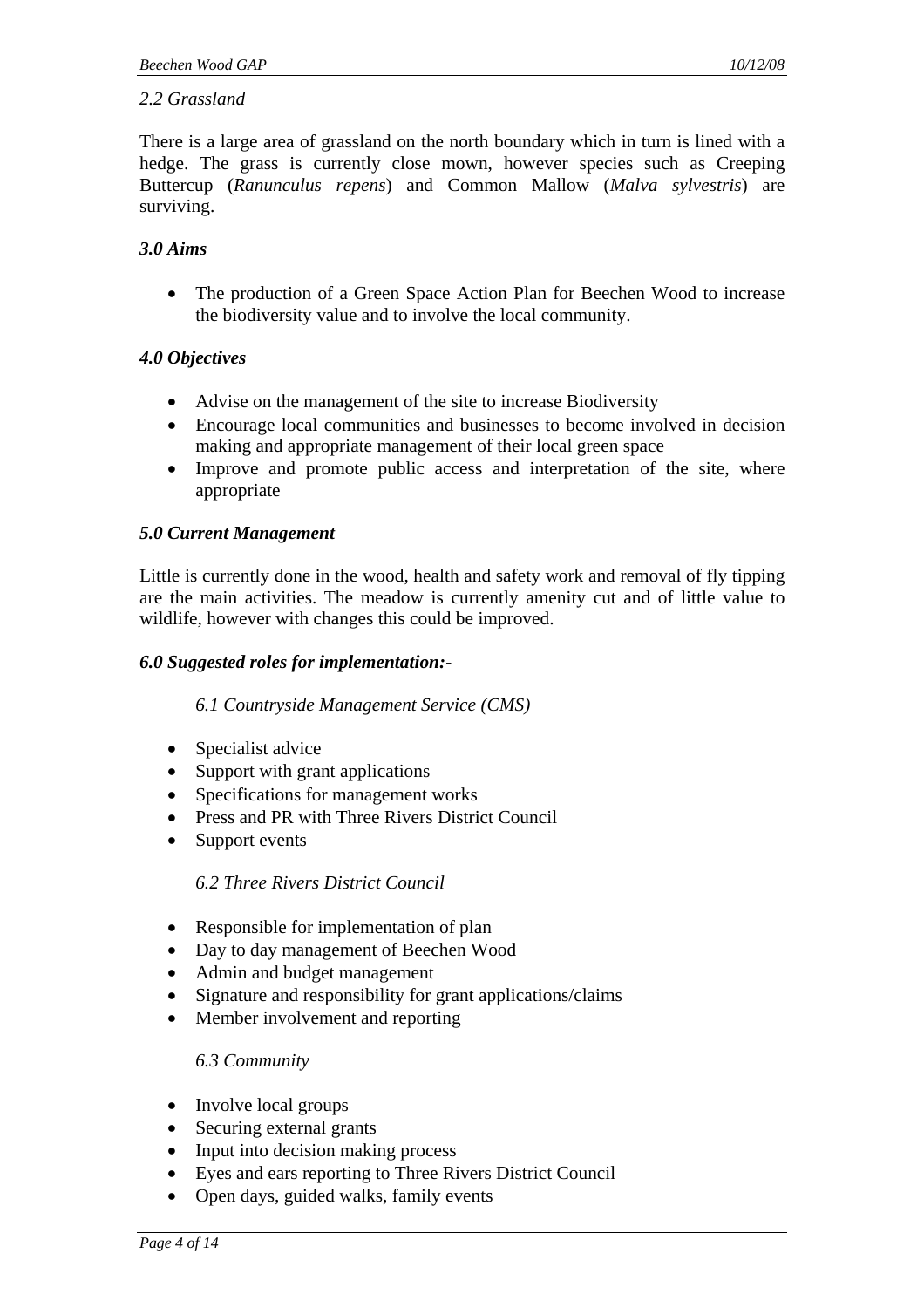### *2.2 Grassland*

There is a large area of grassland on the north boundary which in turn is lined with a hedge. The grass is currently close mown, however species such as Creeping Buttercup (*Ranunculus repens*) and Common Mallow (*Malva sylvestris*) are surviving.

## ***3.0 Aims***

- The production of a Green Space Action Plan for Beechen Wood to increase the biodiversity value and to involve the local community.

## ***4.0 Objectives***

- Advise on the management of the site to increase Biodiversity
- Encourage local communities and businesses to become involved in decision making and appropriate management of their local green space
- Improve and promote public access and interpretation of the site, where appropriate

## ***5.0 Current Management***

Little is currently done in the wood, health and safety work and removal of fly tipping are the main activities. The meadow is currently amenity cut and of little value to wildlife, however with changes this could be improved.

## ***6.0 Suggested roles for implementation:-***

### *6.1 Countryside Management Service (CMS)*

- Specialist advice
- Support with grant applications
- Specifications for management works
- Press and PR with Three Rivers District Council
- Support events

### *6.2 Three Rivers District Council*

- Responsible for implementation of plan
- Day to day management of Beechen Wood
- Admin and budget management
- Signature and responsibility for grant applications/claims
- Member involvement and reporting

### *6.3 Community*

- Involve local groups
- Securing external grants
- Input into decision making process
- Eyes and ears reporting to Three Rivers District Council
- Open days, guided walks, family events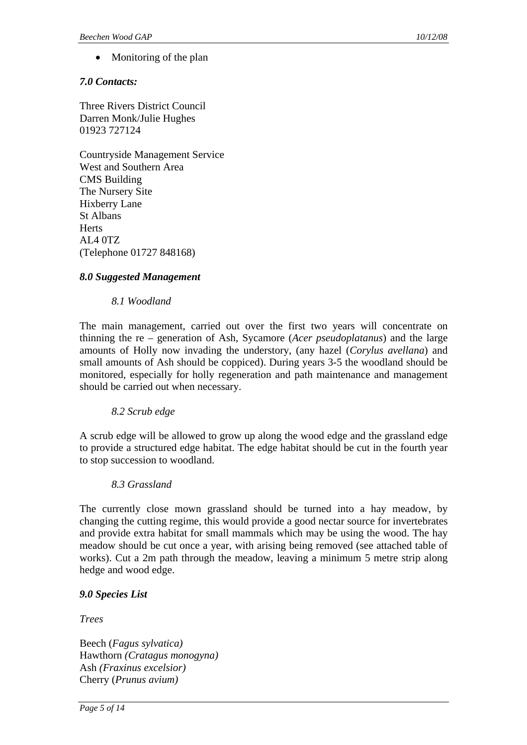- Monitoring of the plan

### *7.0 Contacts:*

Three Rivers District Council
Darren Monk/Julie Hughes
01923 727124

Countryside Management Service
West and Southern Area
CMS Building
The Nursery Site
Hixberry Lane
St Albans
Herts
AL4 0TZ
(Telephone 01727 848168)

### *8.0 Suggested Management*

#### *8.1 Woodland*

The main management, carried out over the first two years will concentrate on thinning the re – generation of Ash, Sycamore (*Acer pseudoplatanus*) and the large amounts of Holly now invading the understory, (any hazel (*Corylus avellana*) and small amounts of Ash should be coppiced). During years 3-5 the woodland should be monitored, especially for holly regeneration and path maintenance and management should be carried out when necessary.

#### *8.2 Scrub edge*

A scrub edge will be allowed to grow up along the wood edge and the grassland edge to provide a structured edge habitat. The edge habitat should be cut in the fourth year to stop succession to woodland.

#### *8.3 Grassland*

The currently close mown grassland should be turned into a hay meadow, by changing the cutting regime, this would provide a good nectar source for invertebrates and provide extra habitat for small mammals which may be using the wood. The hay meadow should be cut once a year, with arising being removed (see attached table of works). Cut a 2m path through the meadow, leaving a minimum 5 metre strip along hedge and wood edge.

### *9.0 Species List*

*Trees*

Beech (*Fagus sylvatica)*
Hawthorn *(Cratagus monogyna)*
Ash *(Fraxinus excelsior)*
Cherry (*Prunus avium)*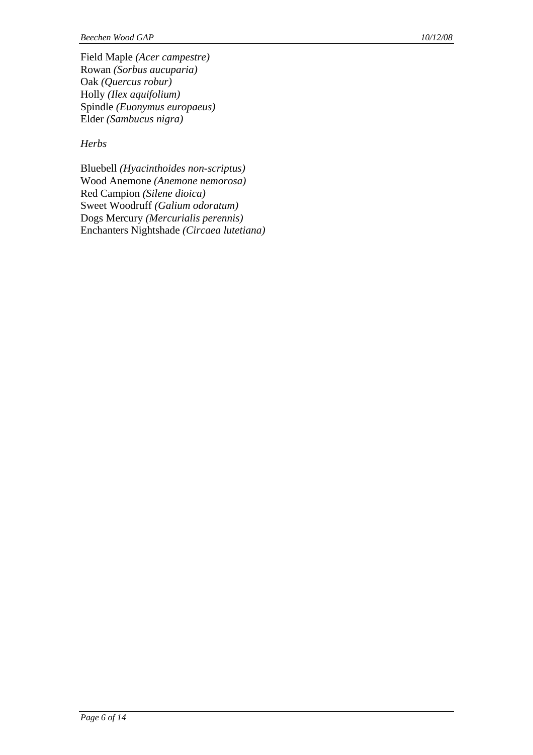Field Maple *(Acer campestre)*
Rowan *(Sorbus aucuparia)*
Oak *(Quercus robur)*
Holly *(Ilex aquifolium)*
Spindle *(Euonymus europaeus)*
Elder *(Sambucus nigra)*

*Herbs*

Bluebell *(Hyacinthoides non-scriptus)*
Wood Anemone *(Anemone nemorosa)*
Red Campion *(Silene dioica)*
Sweet Woodruff *(Galium odoratum)*
Dogs Mercury *(Mercurialis perennis)*
Enchanters Nightshade *(Circaea lutetiana)*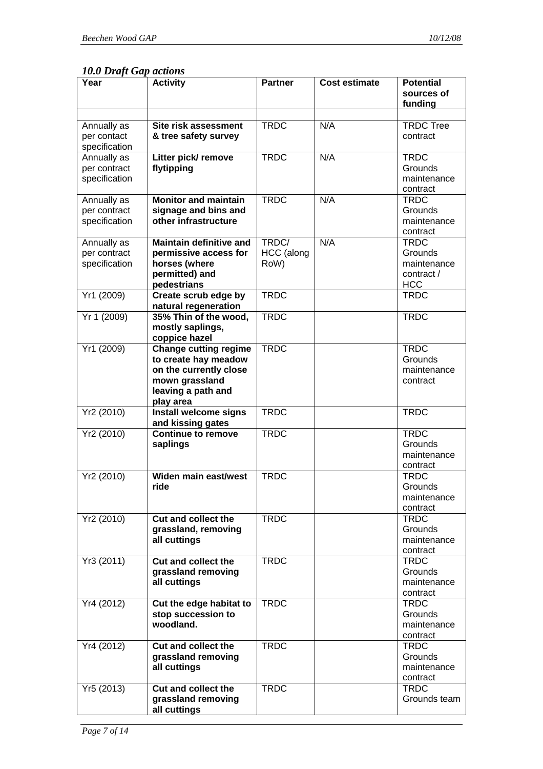### *10.0 Draft Gap actions*

| Year | Activity | Partner | Cost estimate | Potential sources of funding |
|---|---|---|---|---|
| | | | | |
| Annually as per contact specification | **Site risk assessment & tree safety survey** | TRDC | N/A | TRDC Tree contract |
| Annually as per contract specification | **Litter pick/ remove flytipping** | TRDC | N/A | TRDC Grounds maintenance contract |
| Annually as per contract specification | **Monitor and maintain signage and bins and other infrastructure** | TRDC | N/A | TRDC Grounds maintenance contract |
| Annually as per contract specification | **Maintain definitive and permissive access for horses (where permitted) and pedestrians** | TRDC/ HCC (along RoW) | N/A | TRDC Grounds maintenance contract / HCC |
| Yr1 (2009) | **Create scrub edge by natural regeneration** | TRDC | | TRDC |
| Yr 1 (2009) | **35% Thin of the wood, mostly saplings, coppice hazel** | TRDC | | TRDC |
| Yr1 (2009) | **Change cutting regime to create hay meadow on the currently close mown grassland leaving a path and play area** | TRDC | | TRDC Grounds maintenance contract |
| Yr2 (2010) | **Install welcome signs and kissing gates** | TRDC | | TRDC |
| Yr2 (2010) | **Continue to remove saplings** | TRDC | | TRDC Grounds maintenance contract |
| Yr2 (2010) | **Widen main east/west ride** | TRDC | | TRDC Grounds maintenance contract |
| Yr2 (2010) | **Cut and collect the grassland, removing all cuttings** | TRDC | | TRDC Grounds maintenance contract |
| Yr3 (2011) | **Cut and collect the grassland removing all cuttings** | TRDC | | TRDC Grounds maintenance contract |
| Yr4 (2012) | **Cut the edge habitat to stop succession to woodland.** | TRDC | | TRDC Grounds maintenance contract |
| Yr4 (2012) | **Cut and collect the grassland removing all cuttings** | TRDC | | TRDC Grounds maintenance contract |
| Yr5 (2013) | **Cut and collect the grassland removing all cuttings** | TRDC | | TRDC Grounds team |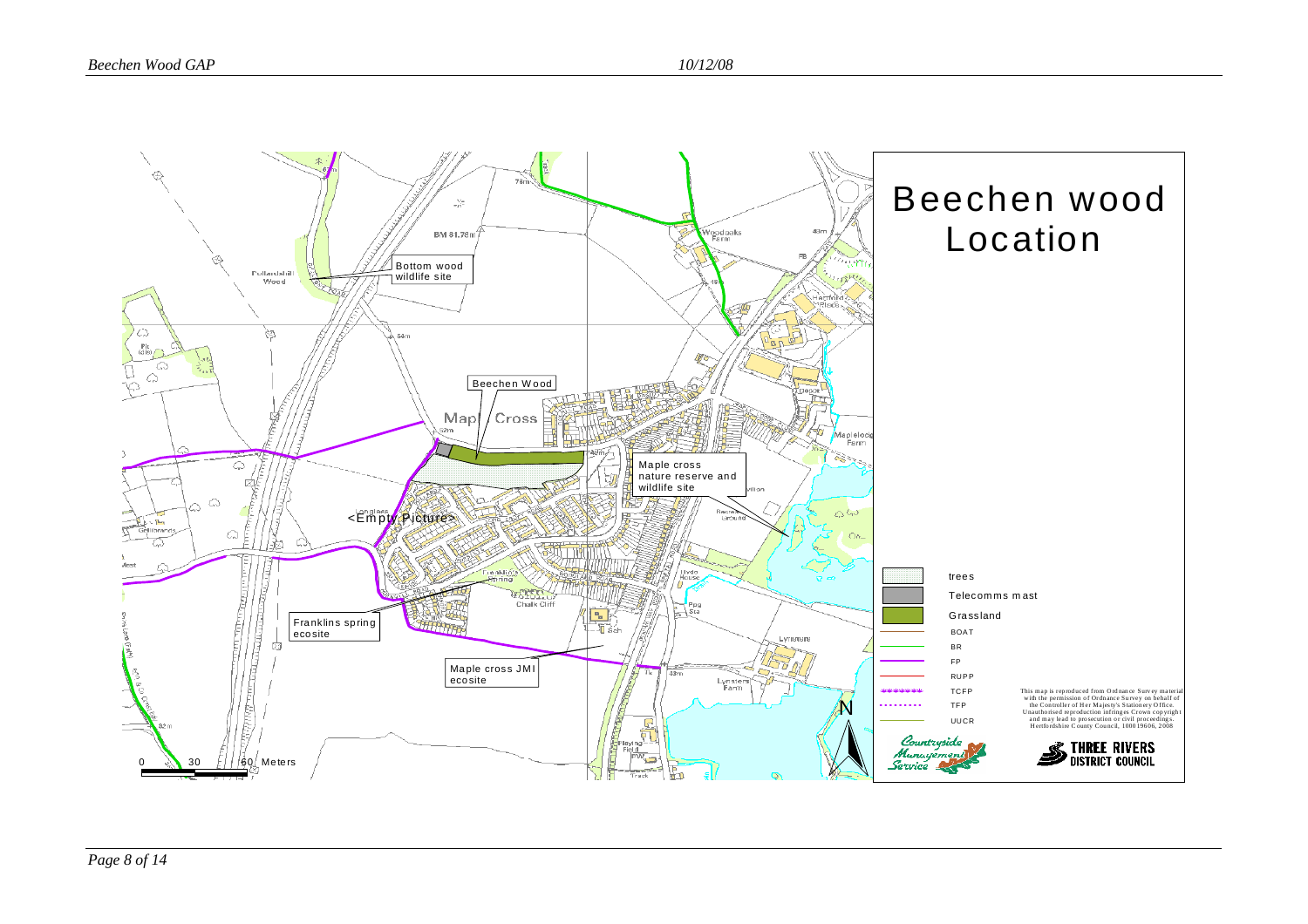# Beechen wood Location

Bottom wood wildlife site

Beechen Wood

Maple cross nature reserve and wildlife site

<Empty Picture>

Franklins spring ecosite

Maple cross JMI ecosite

| | |
|---|---|
| | trees |
| | Telecomms mast |
| | Grassland |
| | BOAT |
| | BR |
| | FP |
| | RUPP |
| | TCFP |
| | TFP |
| | UUCR |

0 30 60 Meters

N

This map is reproduced from Ordnance Survey material with the permission of Ordnance Survey on behalf of the Controller of Her Majesty's Stationery Office. Unauthorised reproduction infringes Crown copyright and may lead to prosecution or civil proceedings. Hertfordshire County Council, 100019606, 2008

Countryside Management Service

THREE RIVERS DISTRICT COUNCIL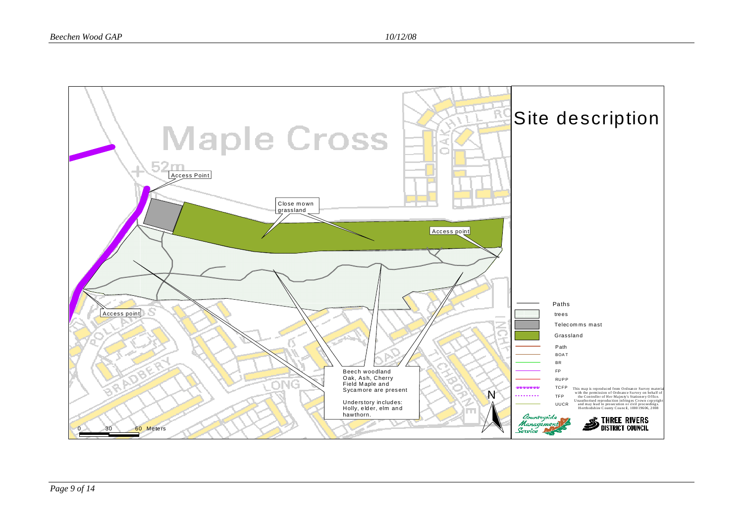# Site description

Maple Cross

52m

Access Point

Close mown grassland

Access point

Access point

Beech woodland
Oak, Ash, Cherry Field Maple and Sycamore are present

Understory includes: Holly, elder, elm and hawthorn.

N

0 30 60 Meters

- Paths
- trees
- Telecomms mast
- Grassland
- Path
- BOAT
- BR
- FP
- RUPP
- TCFP
- TFP
- UUCR

This map is reproduced from Ordnance Survey material with the permission of Ordnance Survey on behalf of the Controller of Her Majesty's Stationery Office. Unauthorised reproduction infringes Crown copyright and may lead to prosecution or civil proceedings. Hertfordshire County Council, 100019606, 2008

Countryside Management Service

THREE RIVERS DISTRICT COUNCIL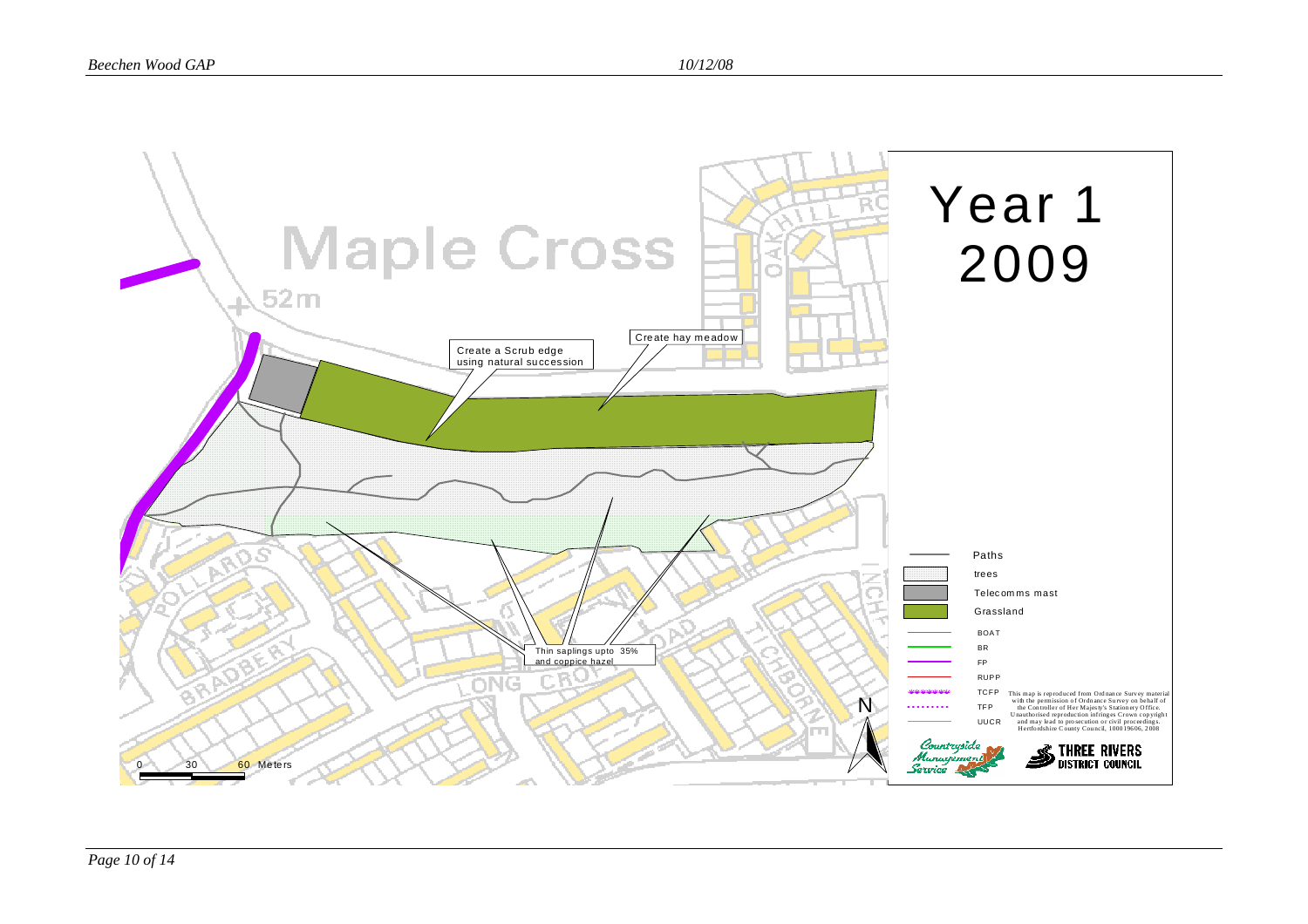# Year 1 2009

Create a Scrub edge using natural succession

Create hay meadow

Thin saplings upto 35% and coppice hazel

Maple Cross

52m

| Symbol | Legend |
|---|---|
| | Paths |
| | trees |
| | Telecomms mast |
| | Grassland |
| | BOAT |
| | BR |
| | FP |
| | RUPP |
| | TCFP |
| | TFP |
| | UUCR |

This map is reproduced from Ordnance Survey material with the permission of Ordnance Survey on behalf of the Controller of Her Majesty's Stationery Office. Unauthorised reproduction infringes Crown copyright and may lead to prosecution or civil proceedings. Hertfordshire County Council, 100019606, 2008

0 30 60 Meters

N

Countryside Management Service

THREE RIVERS DISTRICT COUNCIL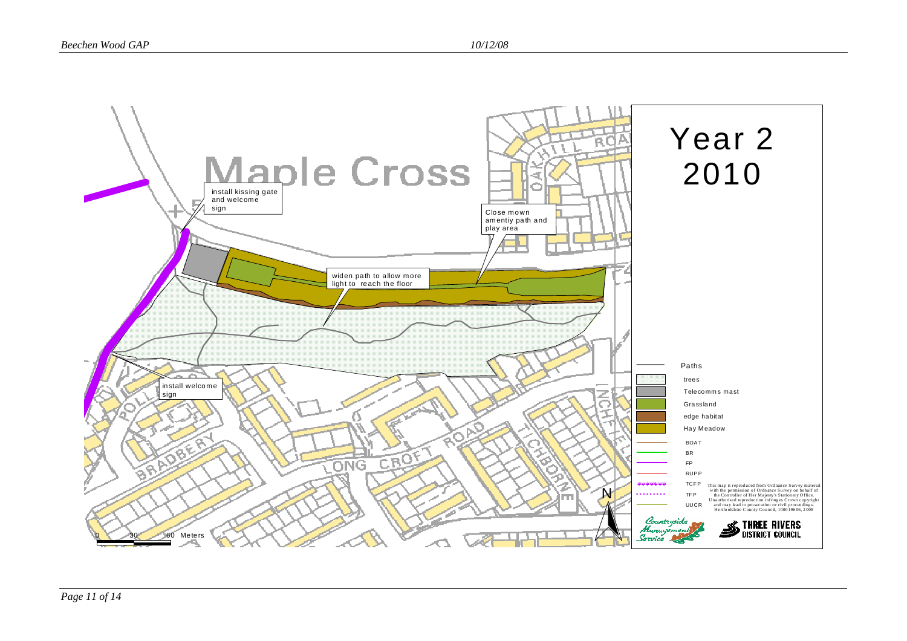# Year 2
# 2010

## Maple Cross

- install kissing gate and welcome sign
- Close mown amentiy path and play area
- widen path to allow more light to reach the floor
- install welcome sign

OAKHILL ROAD
POLLARDS
BRADBERY
LONG CROFT ROAD
TICHBORNE
INCHFIELD

| Legend |
| --- |
| Paths |
| trees |
| Telecomms mast |
| Grassland |
| edge habitat |
| Hay Meadow |
| BOAT |
| BR |
| FP |
| RUPP |
| TCFP |
| TFP |
| UUCR |

This map is reproduced from Ordnance Survey material with the permission of Ordnance Survey on behalf of the Controller of Her Majesty's Stationery Office. Unauthorised reproduction infringes Crown copyright and may lead to prosecution or civil proceedings. Hertfordshire County Council, 100019606, 2008

0 30 60 Meters

N

Countryside Management Service

THREE RIVERS DISTRICT COUNCIL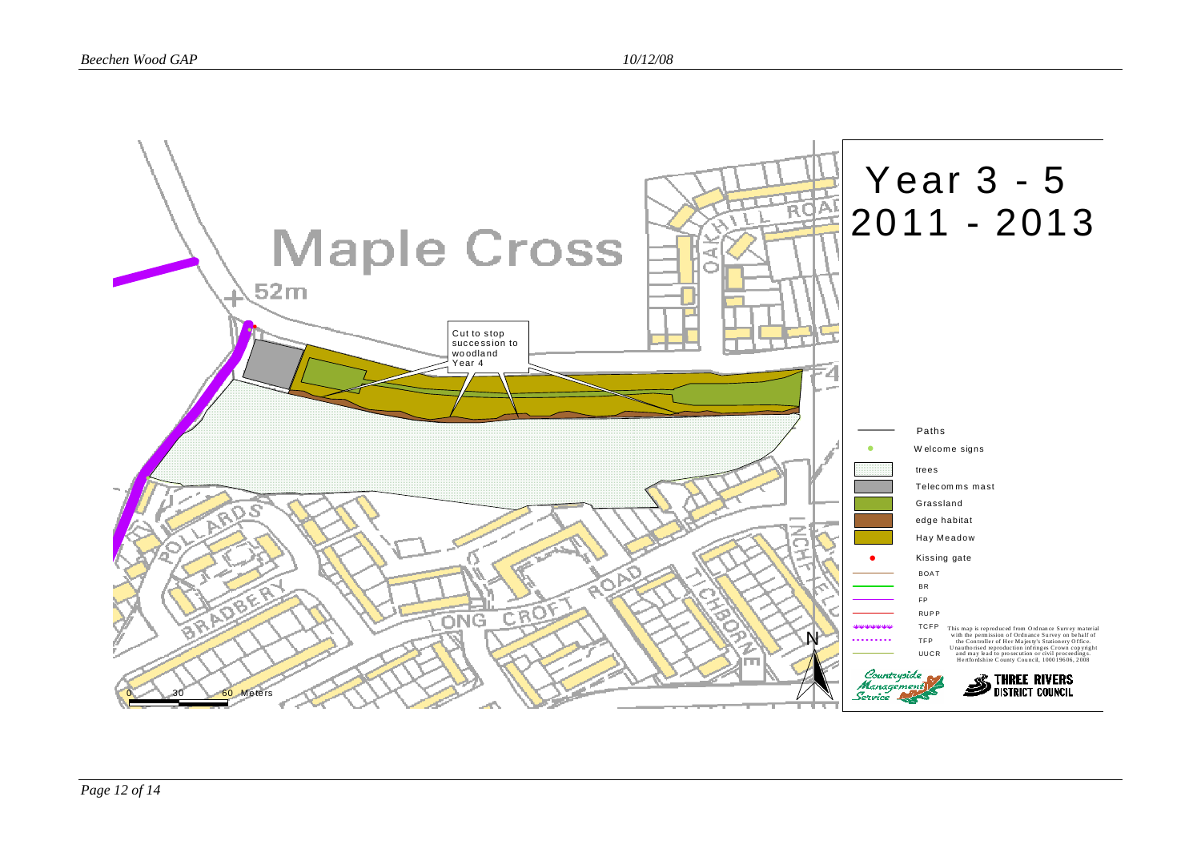# Year 3 - 5
# 2011 - 2013

Maple Cross

52m

Cut to stop succession to woodland Year 4

OAKHILL ROAD

POLLARDS

BRADBERY

LONG CROFT ROAD

TICHBORNE

INCHFIELD

| | |
|---|---|
| | Paths |
| | Welcome signs |
| | trees |
| | Telecomms mast |
| | Grassland |
| | edge habitat |
| | Hay Meadow |
| | Kissing gate |
| | BOAT |
| | BR |
| | FP |
| | RUPP |
| | TCFP |
| | TFP |
| | UUCR |

This map is reproduced from Ordnance Survey material with the permission of Ordnance Survey on behalf of the Controller of Her Majesty's Stationery Office. Unauthorised reproduction infringes Crown copyright and may lead to prosecution or civil proceedings. Hertfordshire County Council, 100019606, 2008

0 30 60 Meters

N

Countryside Management Service

THREE RIVERS DISTRICT COUNCIL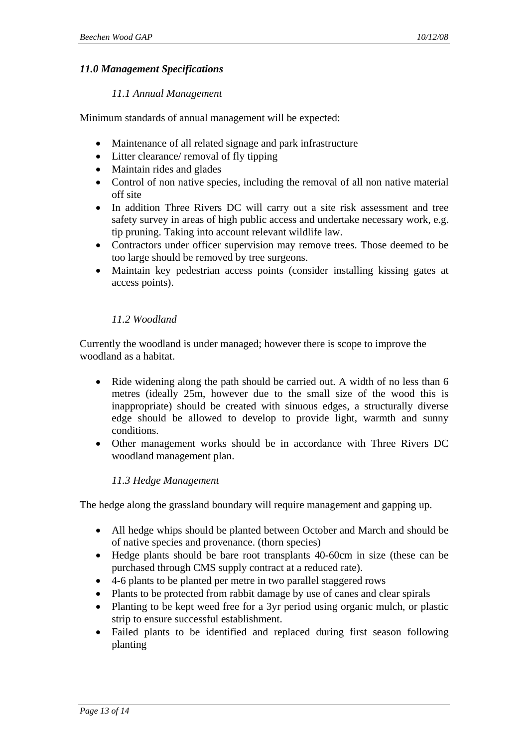## *11.0 Management Specifications*

### *11.1 Annual Management*

Minimum standards of annual management will be expected:

- Maintenance of all related signage and park infrastructure
- Litter clearance/ removal of fly tipping
- Maintain rides and glades
- Control of non native species, including the removal of all non native material off site
- In addition Three Rivers DC will carry out a site risk assessment and tree safety survey in areas of high public access and undertake necessary work, e.g. tip pruning. Taking into account relevant wildlife law.
- Contractors under officer supervision may remove trees. Those deemed to be too large should be removed by tree surgeons.
- Maintain key pedestrian access points (consider installing kissing gates at access points).

### *11.2 Woodland*

Currently the woodland is under managed; however there is scope to improve the woodland as a habitat.

- Ride widening along the path should be carried out. A width of no less than 6 metres (ideally 25m, however due to the small size of the wood this is inappropriate) should be created with sinuous edges, a structurally diverse edge should be allowed to develop to provide light, warmth and sunny conditions.
- Other management works should be in accordance with Three Rivers DC woodland management plan.

### *11.3 Hedge Management*

The hedge along the grassland boundary will require management and gapping up.

- All hedge whips should be planted between October and March and should be of native species and provenance. (thorn species)
- Hedge plants should be bare root transplants 40-60cm in size (these can be purchased through CMS supply contract at a reduced rate).
- 4-6 plants to be planted per metre in two parallel staggered rows
- Plants to be protected from rabbit damage by use of canes and clear spirals
- Planting to be kept weed free for a 3yr period using organic mulch, or plastic strip to ensure successful establishment.
- Failed plants to be identified and replaced during first season following planting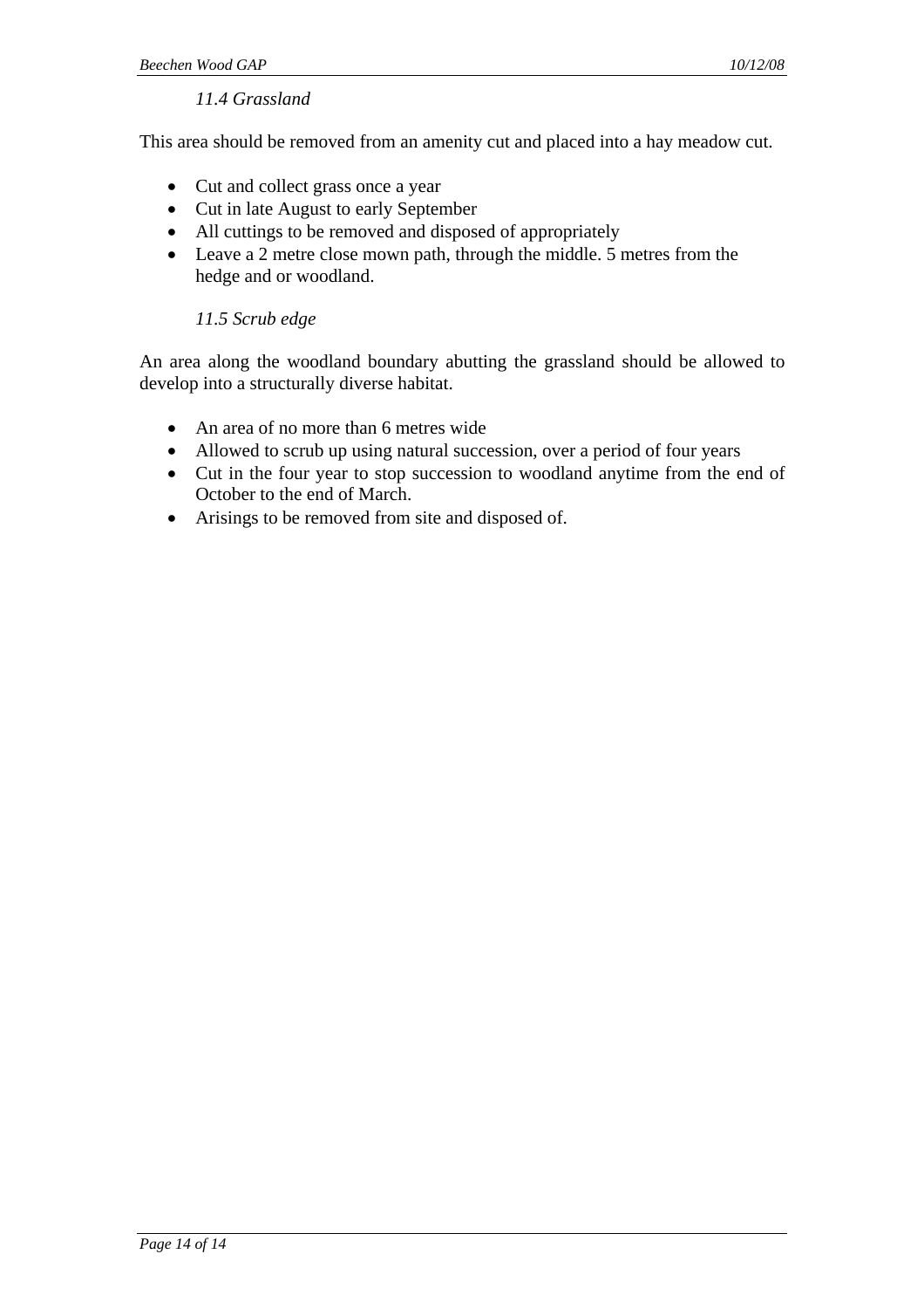### *11.4 Grassland*

This area should be removed from an amenity cut and placed into a hay meadow cut.

- Cut and collect grass once a year
- Cut in late August to early September
- All cuttings to be removed and disposed of appropriately
- Leave a 2 metre close mown path, through the middle. 5 metres from the hedge and or woodland.

### *11.5 Scrub edge*

An area along the woodland boundary abutting the grassland should be allowed to develop into a structurally diverse habitat.

- An area of no more than 6 metres wide
- Allowed to scrub up using natural succession, over a period of four years
- Cut in the four year to stop succession to woodland anytime from the end of October to the end of March.
- Arisings to be removed from site and disposed of.